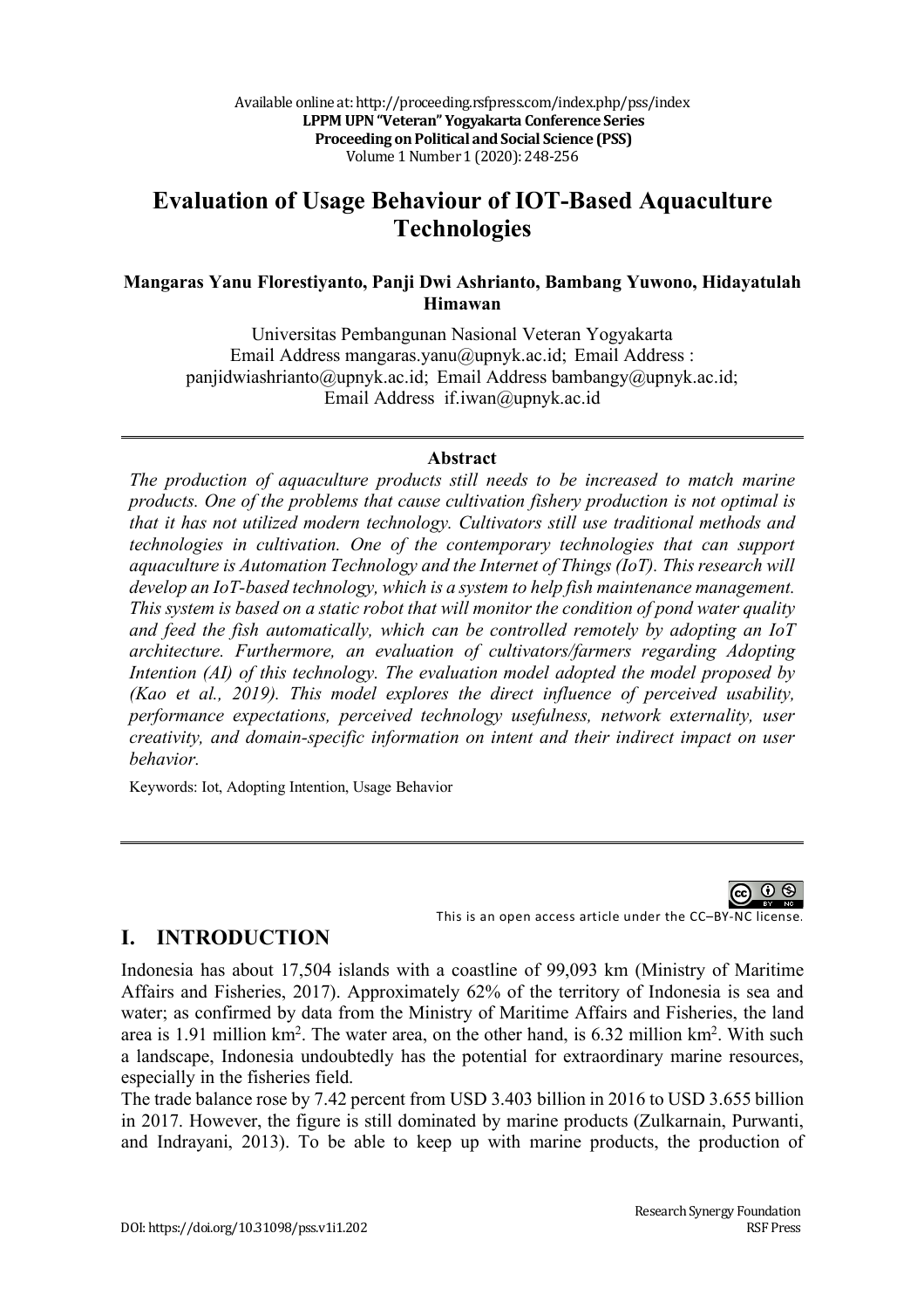# Evaluation of Usage Behaviour of IOT-Based Aquaculture Technologies

**Mangaras Yanu Florestiyanto, Panji Dwi Ashrianto, Bambang Yuwono, Hidayatulah Himawan**

Universitas Pembangunan Nasional Veteran Yogyakarta
Email Address mangaras.yanu@upnyk.ac.id; Email Address : panjidwiashrianto@upnyk.ac.id; Email Address bambangy@upnyk.ac.id; Email Address if.iwan@upnyk.ac.id

## Abstract

*The production of aquaculture products still needs to be increased to match marine products. One of the problems that cause cultivation fishery production is not optimal is that it has not utilized modern technology. Cultivators still use traditional methods and technologies in cultivation. One of the contemporary technologies that can support aquaculture is Automation Technology and the Internet of Things (IoT). This research will develop an IoT-based technology, which is a system to help fish maintenance management. This system is based on a static robot that will monitor the condition of pond water quality and feed the fish automatically, which can be controlled remotely by adopting an IoT architecture. Furthermore, an evaluation of cultivators/farmers regarding Adopting Intention (AI) of this technology. The evaluation model adopted the model proposed by (Kao et al., 2019). This model explores the direct influence of perceived usability, performance expectations, perceived technology usefulness, network externality, user creativity, and domain-specific information on intent and their indirect impact on user behavior.*

Keywords: Iot, Adopting Intention, Usage Behavior

This is an open access article under the CC–BY-NC license.

## I. INTRODUCTION

Indonesia has about 17,504 islands with a coastline of 99,093 km (Ministry of Maritime Affairs and Fisheries, 2017). Approximately 62% of the territory of Indonesia is sea and water; as confirmed by data from the Ministry of Maritime Affairs and Fisheries, the land area is 1.91 million $km^2$. The water area, on the other hand, is 6.32 million $km^2$. With such a landscape, Indonesia undoubtedly has the potential for extraordinary marine resources, especially in the fisheries field.

The trade balance rose by 7.42 percent from USD 3.403 billion in 2016 to USD 3.655 billion in 2017. However, the figure is still dominated by marine products (Zulkarnain, Purwanti, and Indrayani, 2013). To be able to keep up with marine products, the production of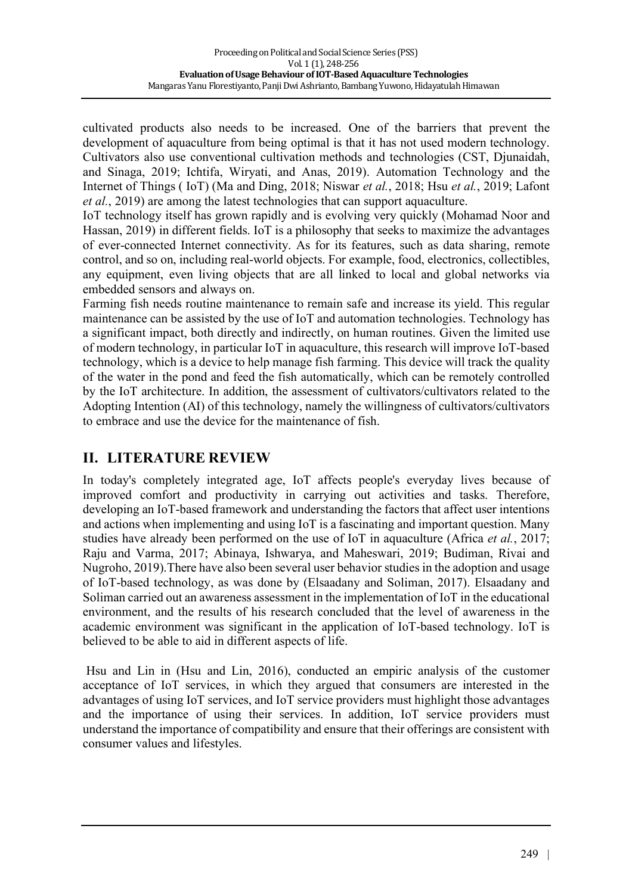cultivated products also needs to be increased. One of the barriers that prevent the development of aquaculture from being optimal is that it has not used modern technology. Cultivators also use conventional cultivation methods and technologies (CST, Djunaidah, and Sinaga, 2019; Ichtifa, Wiryati, and Anas, 2019). Automation Technology and the Internet of Things ( IoT) (Ma and Ding, 2018; Niswar *et al.*, 2018; Hsu *et al.*, 2019; Lafont *et al.*, 2019) are among the latest technologies that can support aquaculture.

IoT technology itself has grown rapidly and is evolving very quickly (Mohamad Noor and Hassan, 2019) in different fields. IoT is a philosophy that seeks to maximize the advantages of ever-connected Internet connectivity. As for its features, such as data sharing, remote control, and so on, including real-world objects. For example, food, electronics, collectibles, any equipment, even living objects that are all linked to local and global networks via embedded sensors and always on.

Farming fish needs routine maintenance to remain safe and increase its yield. This regular maintenance can be assisted by the use of IoT and automation technologies. Technology has a significant impact, both directly and indirectly, on human routines. Given the limited use of modern technology, in particular IoT in aquaculture, this research will improve IoT-based technology, which is a device to help manage fish farming. This device will track the quality of the water in the pond and feed the fish automatically, which can be remotely controlled by the IoT architecture. In addition, the assessment of cultivators/cultivators related to the Adopting Intention (AI) of this technology, namely the willingness of cultivators/cultivators to embrace and use the device for the maintenance of fish.

## II. LITERATURE REVIEW

In today's completely integrated age, IoT affects people's everyday lives because of improved comfort and productivity in carrying out activities and tasks. Therefore, developing an IoT-based framework and understanding the factors that affect user intentions and actions when implementing and using IoT is a fascinating and important question. Many studies have already been performed on the use of IoT in aquaculture (Africa *et al.*, 2017; Raju and Varma, 2017; Abinaya, Ishwarya, and Maheswari, 2019; Budiman, Rivai and Nugroho, 2019).There have also been several user behavior studies in the adoption and usage of IoT-based technology, as was done by (Elsaadany and Soliman, 2017). Elsaadany and Soliman carried out an awareness assessment in the implementation of IoT in the educational environment, and the results of his research concluded that the level of awareness in the academic environment was significant in the application of IoT-based technology. IoT is believed to be able to aid in different aspects of life.

Hsu and Lin in (Hsu and Lin, 2016), conducted an empiric analysis of the customer acceptance of IoT services, in which they argued that consumers are interested in the advantages of using IoT services, and IoT service providers must highlight those advantages and the importance of using their services. In addition, IoT service providers must understand the importance of compatibility and ensure that their offerings are consistent with consumer values and lifestyles.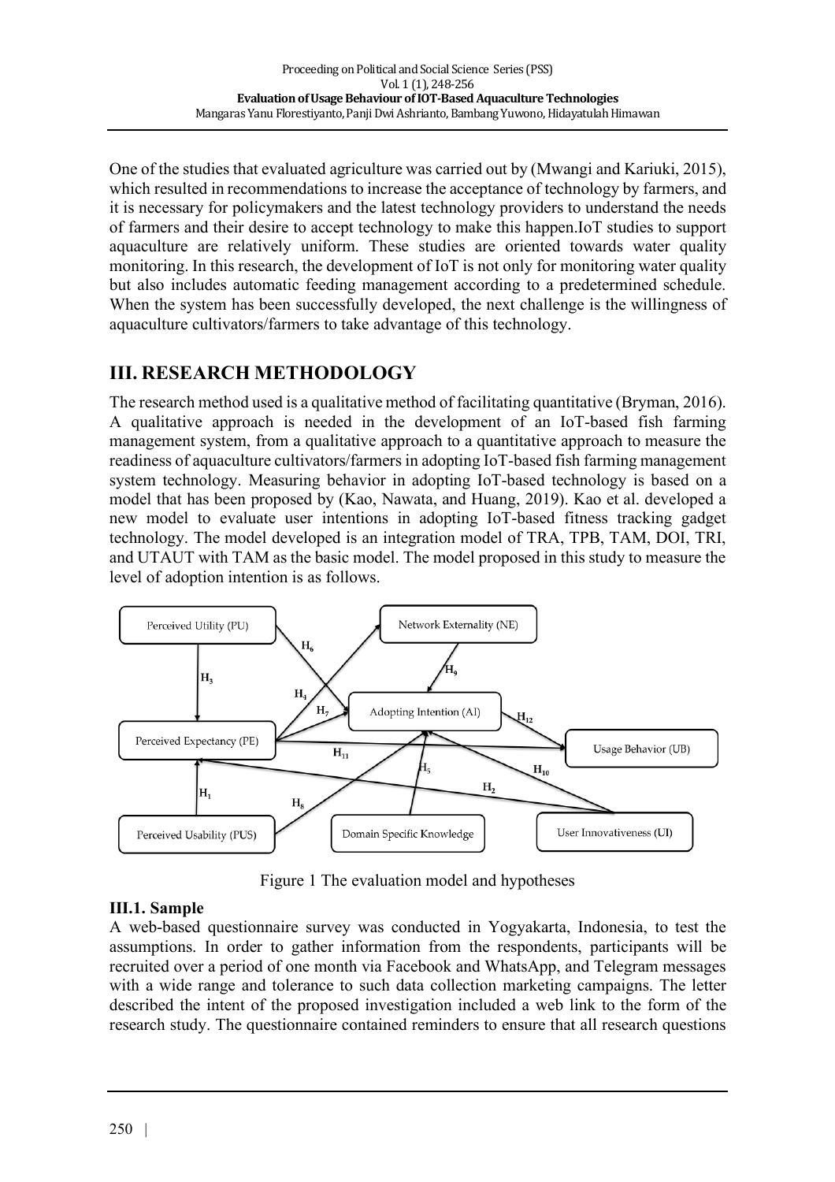One of the studies that evaluated agriculture was carried out by (Mwangi and Kariuki, 2015), which resulted in recommendations to increase the acceptance of technology by farmers, and it is necessary for policymakers and the latest technology providers to understand the needs of farmers and their desire to accept technology to make this happen.IoT studies to support aquaculture are relatively uniform. These studies are oriented towards water quality monitoring. In this research, the development of IoT is not only for monitoring water quality but also includes automatic feeding management according to a predetermined schedule. When the system has been successfully developed, the next challenge is the willingness of aquaculture cultivators/farmers to take advantage of this technology.

## III. RESEARCH METHODOLOGY

The research method used is a qualitative method of facilitating quantitative (Bryman, 2016). A qualitative approach is needed in the development of an IoT-based fish farming management system, from a qualitative approach to a quantitative approach to measure the readiness of aquaculture cultivators/farmers in adopting IoT-based fish farming management system technology. Measuring behavior in adopting IoT-based technology is based on a model that has been proposed by (Kao, Nawata, and Huang, 2019). Kao et al. developed a new model to evaluate user intentions in adopting IoT-based fitness tracking gadget technology. The model developed is an integration model of TRA, TPB, TAM, DOI, TRI, and UTAUT with TAM as the basic model. The model proposed in this study to measure the level of adoption intention is as follows.

Perceived Utility (PU)
Network Externality (NE)
$H_6$
$H_3$
$H_9$
$H_4$
$H_7$
Adopting Intention (AI)
$H_{12}$
Perceived Expectancy (PE)
$H_{11}$
Usage Behavior (UB)
$H_5$
$H_{10}$
$H_1$
$H_2$
$H_8$
Perceived Usability (PUS)
Domain Specific Knowledge
User Innovativeness (UI)

Figure 1 The evaluation model and hypotheses

### III.1. Sample

A web-based questionnaire survey was conducted in Yogyakarta, Indonesia, to test the assumptions. In order to gather information from the respondents, participants will be recruited over a period of one month via Facebook and WhatsApp, and Telegram messages with a wide range and tolerance to such data collection marketing campaigns. The letter described the intent of the proposed investigation included a web link to the form of the research study. The questionnaire contained reminders to ensure that all research questions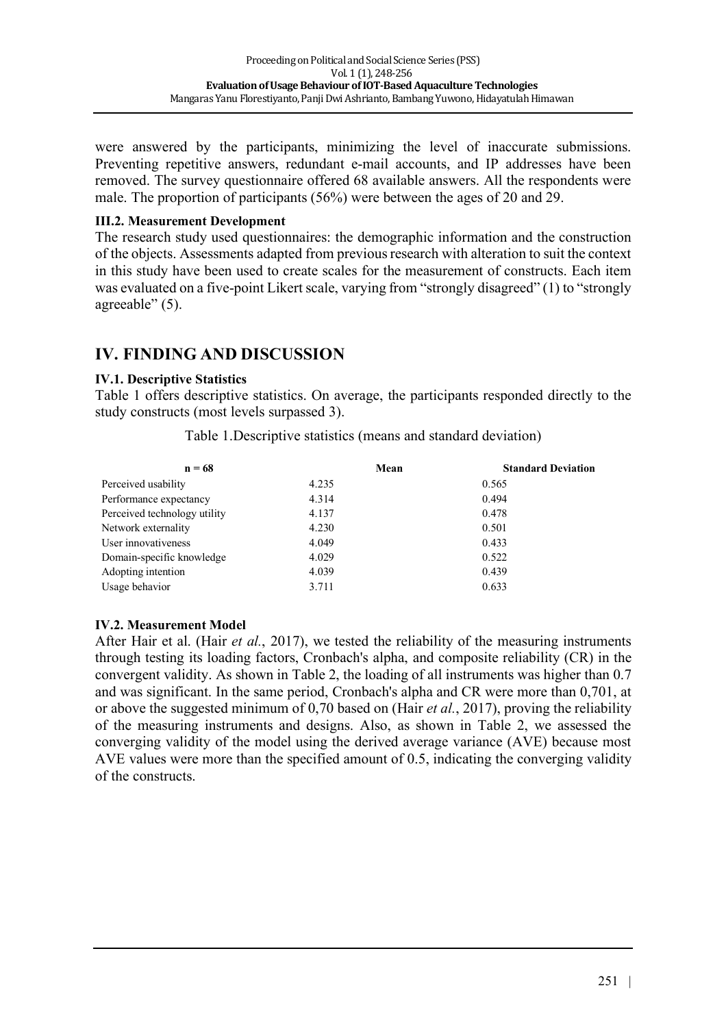were answered by the participants, minimizing the level of inaccurate submissions. Preventing repetitive answers, redundant e-mail accounts, and IP addresses have been removed. The survey questionnaire offered 68 available answers. All the respondents were male. The proportion of participants (56%) were between the ages of 20 and 29.

### III.2. Measurement Development

The research study used questionnaires: the demographic information and the construction of the objects. Assessments adapted from previous research with alteration to suit the context in this study have been used to create scales for the measurement of constructs. Each item was evaluated on a five-point Likert scale, varying from "strongly disagreed" (1) to "strongly agreeable" (5).

## IV. FINDING AND DISCUSSION

### IV.1. Descriptive Statistics

Table 1 offers descriptive statistics. On average, the participants responded directly to the study constructs (most levels surpassed 3).

Table 1.Descriptive statistics (means and standard deviation)

| n = 68 | Mean | Standard Deviation |
|---|---|---|
| Perceived usability | 4.235 | 0.565 |
| Performance expectancy | 4.314 | 0.494 |
| Perceived technology utility | 4.137 | 0.478 |
| Network externality | 4.230 | 0.501 |
| User innovativeness | 4.049 | 0.433 |
| Domain-specific knowledge | 4.029 | 0.522 |
| Adopting intention | 4.039 | 0.439 |
| Usage behavior | 3.711 | 0.633 |

### IV.2. Measurement Model

After Hair et al. (Hair *et al.*, 2017), we tested the reliability of the measuring instruments through testing its loading factors, Cronbach's alpha, and composite reliability (CR) in the convergent validity. As shown in Table 2, the loading of all instruments was higher than 0.7 and was significant. In the same period, Cronbach's alpha and CR were more than 0,701, at or above the suggested minimum of 0,70 based on (Hair *et al.*, 2017), proving the reliability of the measuring instruments and designs. Also, as shown in Table 2, we assessed the converging validity of the model using the derived average variance (AVE) because most AVE values were more than the specified amount of 0.5, indicating the converging validity of the constructs.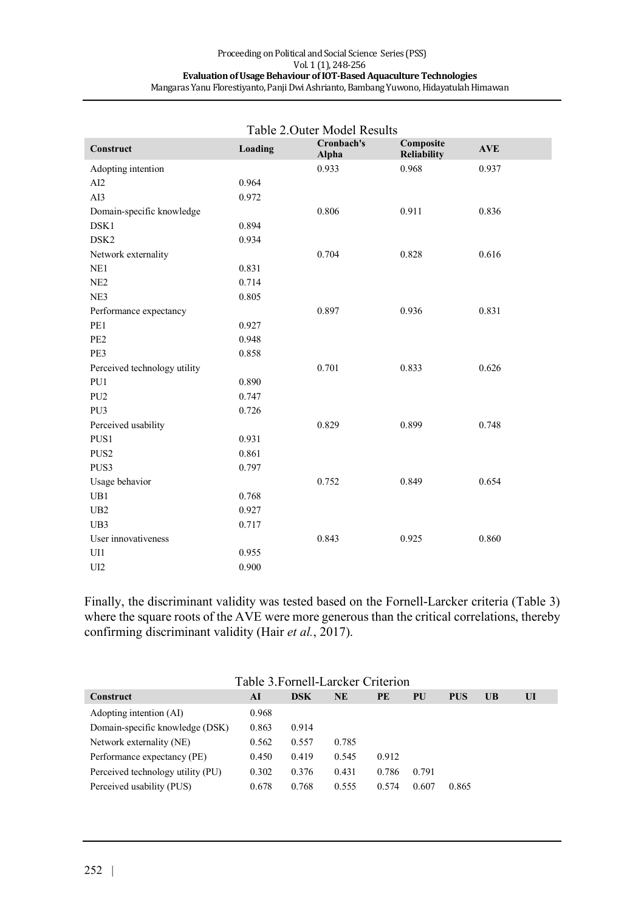Table 2.Outer Model Results

| Construct | Loading | Cronbach's Alpha | Composite Reliability | AVE |
|---|---|---|---|---|
| Adopting intention | | 0.933 | 0.968 | 0.937 |
| AI2 | 0.964 | | | |
| AI3 | 0.972 | | | |
| Domain-specific knowledge | | 0.806 | 0.911 | 0.836 |
| DSK1 | 0.894 | | | |
| DSK2 | 0.934 | | | |
| Network externality | | 0.704 | 0.828 | 0.616 |
| NE1 | 0.831 | | | |
| NE2 | 0.714 | | | |
| NE3 | 0.805 | | | |
| Performance expectancy | | 0.897 | 0.936 | 0.831 |
| PE1 | 0.927 | | | |
| PE2 | 0.948 | | | |
| PE3 | 0.858 | | | |
| Perceived technology utility | | 0.701 | 0.833 | 0.626 |
| PU1 | 0.890 | | | |
| PU2 | 0.747 | | | |
| PU3 | 0.726 | | | |
| Perceived usability | | 0.829 | 0.899 | 0.748 |
| PUS1 | 0.931 | | | |
| PUS2 | 0.861 | | | |
| PUS3 | 0.797 | | | |
| Usage behavior | | 0.752 | 0.849 | 0.654 |
| UB1 | 0.768 | | | |
| UB2 | 0.927 | | | |
| UB3 | 0.717 | | | |
| User innovativeness | | 0.843 | 0.925 | 0.860 |
| UI1 | 0.955 | | | |
| UI2 | 0.900 | | | |

Finally, the discriminant validity was tested based on the Fornell-Larcker criteria (Table 3) where the square roots of the AVE were more generous than the critical correlations, thereby confirming discriminant validity (Hair *et al.*, 2017).

Table 3.Fornell-Larcker Criterion

| Construct | AI | DSK | NE | PE | PU | PUS | UB | UI |
|---|---|---|---|---|---|---|---|---|
| Adopting intention (AI) | 0.968 | | | | | | | |
| Domain-specific knowledge (DSK) | 0.863 | 0.914 | | | | | | |
| Network externality (NE) | 0.562 | 0.557 | 0.785 | | | | | |
| Performance expectancy (PE) | 0.450 | 0.419 | 0.545 | 0.912 | | | | |
| Perceived technology utility (PU) | 0.302 | 0.376 | 0.431 | 0.786 | 0.791 | | | |
| Perceived usability (PUS) | 0.678 | 0.768 | 0.555 | 0.574 | 0.607 | 0.865 | | |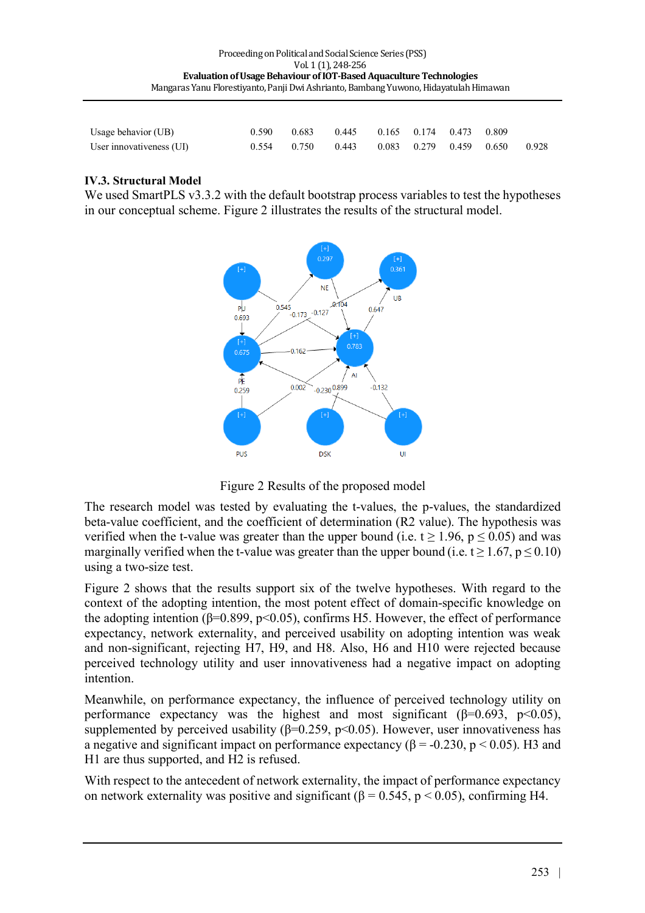| | | | | | | | | |
|---|---|---|---|---|---|---|---|---|
| Usage behavior (UB) | 0.590 | 0.683 | 0.445 | 0.165 | 0.174 | 0.473 | 0.809 | |
| User innovativeness (UI) | 0.554 | 0.750 | 0.443 | 0.083 | 0.279 | 0.459 | 0.650 | 0.928 |

### IV.3. Structural Model

We used SmartPLS v3.3.2 with the default bootstrap process variables to test the hypotheses in our conceptual scheme. Figure 2 illustrates the results of the structural model.

[+]
0.297
NE
[+]
0.361
UB
[+]
PU
0.693
0.545
-0.173
-0.127
0.104
0.647
[+]
0.675
PE
0.259
0.162
[+]
0.783
AI
0.002
-0.230
0.899
-0.132
[+]
PUS
[+]
DSK
[+]
UI

Figure 2 Results of the proposed model

The research model was tested by evaluating the t-values, the p-values, the standardized beta-value coefficient, and the coefficient of determination (R2 value). The hypothesis was verified when the t-value was greater than the upper bound (i.e. $t \geq 1.96$, $p \leq 0.05$) and was marginally verified when the t-value was greater than the upper bound (i.e. $t \geq 1.67$, $p \leq 0.10$) using a two-size test.

Figure 2 shows that the results support six of the twelve hypotheses. With regard to the context of the adopting intention, the most potent effect of domain-specific knowledge on the adopting intention ($\beta=0.899$, $p<0.05$), confirms H5. However, the effect of performance expectancy, network externality, and perceived usability on adopting intention was weak and non-significant, rejecting H7, H9, and H8. Also, H6 and H10 were rejected because perceived technology utility and user innovativeness had a negative impact on adopting intention.

Meanwhile, on performance expectancy, the influence of perceived technology utility on performance expectancy was the highest and most significant ($\beta=0.693$, $p<0.05$), supplemented by perceived usability ($\beta=0.259$, $p<0.05$). However, user innovativeness has a negative and significant impact on performance expectancy ($\beta = -0.230$, $p < 0.05$). H3 and H1 are thus supported, and H2 is refused.

With respect to the antecedent of network externality, the impact of performance expectancy on network externality was positive and significant ($\beta = 0.545$, $p < 0.05$), confirming H4.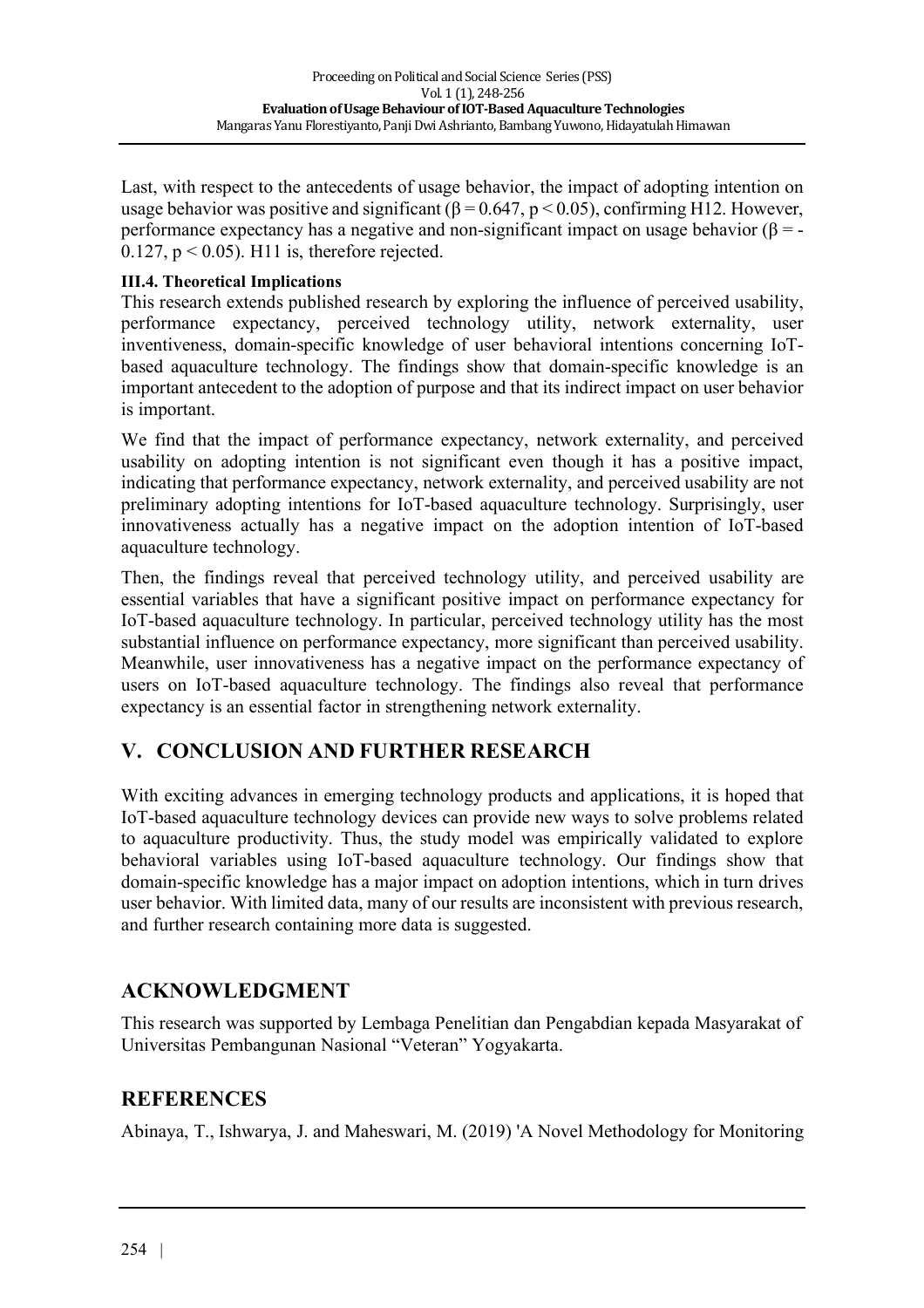Last, with respect to the antecedents of usage behavior, the impact of adopting intention on usage behavior was positive and significant ($\beta = 0.647$, $p < 0.05$), confirming H12. However, performance expectancy has a negative and non-significant impact on usage behavior ($\beta = -0.127$, $p < 0.05$). H11 is, therefore rejected.

### III.4. Theoretical Implications

This research extends published research by exploring the influence of perceived usability, performance expectancy, perceived technology utility, network externality, user inventiveness, domain-specific knowledge of user behavioral intentions concerning IoT-based aquaculture technology. The findings show that domain-specific knowledge is an important antecedent to the adoption of purpose and that its indirect impact on user behavior is important.

We find that the impact of performance expectancy, network externality, and perceived usability on adopting intention is not significant even though it has a positive impact, indicating that performance expectancy, network externality, and perceived usability are not preliminary adopting intentions for IoT-based aquaculture technology. Surprisingly, user innovativeness actually has a negative impact on the adoption intention of IoT-based aquaculture technology.

Then, the findings reveal that perceived technology utility, and perceived usability are essential variables that have a significant positive impact on performance expectancy for IoT-based aquaculture technology. In particular, perceived technology utility has the most substantial influence on performance expectancy, more significant than perceived usability. Meanwhile, user innovativeness has a negative impact on the performance expectancy of users on IoT-based aquaculture technology. The findings also reveal that performance expectancy is an essential factor in strengthening network externality.

## V. CONCLUSION AND FURTHER RESEARCH

With exciting advances in emerging technology products and applications, it is hoped that IoT-based aquaculture technology devices can provide new ways to solve problems related to aquaculture productivity. Thus, the study model was empirically validated to explore behavioral variables using IoT-based aquaculture technology. Our findings show that domain-specific knowledge has a major impact on adoption intentions, which in turn drives user behavior. With limited data, many of our results are inconsistent with previous research, and further research containing more data is suggested.

## ACKNOWLEDGMENT

This research was supported by Lembaga Penelitian dan Pengabdian kepada Masyarakat of Universitas Pembangunan Nasional "Veteran" Yogyakarta.

## REFERENCES

Abinaya, T., Ishwarya, J. and Maheswari, M. (2019) 'A Novel Methodology for Monitoring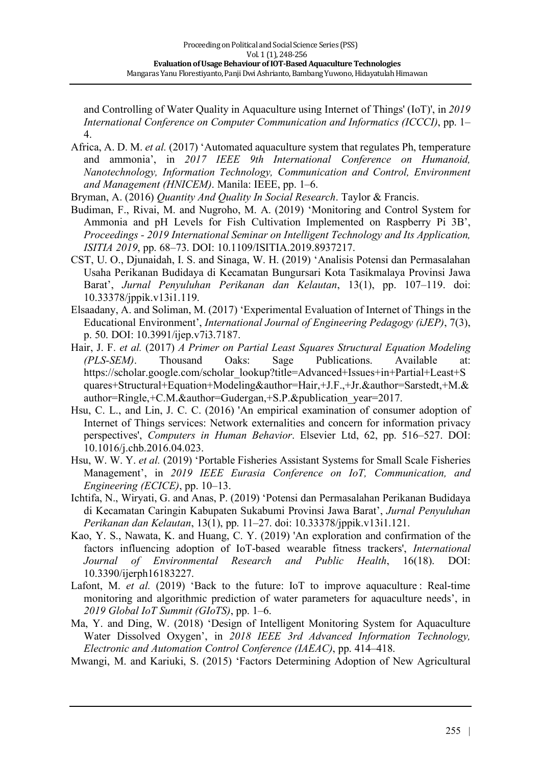and Controlling of Water Quality in Aquaculture using Internet of Things' (IoT)', in *2019 International Conference on Computer Communication and Informatics (ICCCI)*, pp. 1–4.

Africa, A. D. M. *et al.* (2017) 'Automated aquaculture system that regulates Ph, temperature and ammonia', in *2017 IEEE 9th International Conference on Humanoid, Nanotechnology, Information Technology, Communication and Control, Environment and Management (HNICEM)*. Manila: IEEE, pp. 1–6.

Bryman, A. (2016) *Quantity And Quality In Social Research*. Taylor & Francis.

Budiman, F., Rivai, M. and Nugroho, M. A. (2019) 'Monitoring and Control System for Ammonia and pH Levels for Fish Cultivation Implemented on Raspberry Pi 3B', *Proceedings - 2019 International Seminar on Intelligent Technology and Its Application, ISITIA 2019*, pp. 68–73. DOI: 10.1109/ISITIA.2019.8937217.

CST, U. O., Djunaidah, I. S. and Sinaga, W. H. (2019) 'Analisis Potensi dan Permasalahan Usaha Perikanan Budidaya di Kecamatan Bungursari Kota Tasikmalaya Provinsi Jawa Barat', *Jurnal Penyuluhan Perikanan dan Kelautan*, 13(1), pp. 107–119. doi: 10.33378/jppik.v13i1.119.

Elsaadany, A. and Soliman, M. (2017) 'Experimental Evaluation of Internet of Things in the Educational Environment', *International Journal of Engineering Pedagogy (iJEP)*, 7(3), p. 50. DOI: 10.3991/ijep.v7i3.7187.

Hair, J. F. *et al.* (2017) *A Primer on Partial Least Squares Structural Equation Modeling (PLS-SEM)*. Thousand Oaks: Sage Publications. Available at: https://scholar.google.com/scholar_lookup?title=Advanced+Issues+in+Partial+Least+Squares+Structural+Equation+Modeling&author=Hair,+J.F.,+Jr.&author=Sarstedt,+M.&author=Ringle,+C.M.&author=Gudergan,+S.P.&publication_year=2017.

Hsu, C. L., and Lin, J. C. C. (2016) 'An empirical examination of consumer adoption of Internet of Things services: Network externalities and concern for information privacy perspectives', *Computers in Human Behavior*. Elsevier Ltd, 62, pp. 516–527. DOI: 10.1016/j.chb.2016.04.023.

Hsu, W. W. Y. *et al.* (2019) 'Portable Fisheries Assistant Systems for Small Scale Fisheries Management', in *2019 IEEE Eurasia Conference on IoT, Communication, and Engineering (ECICE)*, pp. 10–13.

Ichtifa, N., Wiryati, G. and Anas, P. (2019) 'Potensi dan Permasalahan Perikanan Budidaya di Kecamatan Caringin Kabupaten Sukabumi Provinsi Jawa Barat', *Jurnal Penyuluhan Perikanan dan Kelautan*, 13(1), pp. 11–27. doi: 10.33378/jppik.v13i1.121.

Kao, Y. S., Nawata, K. and Huang, C. Y. (2019) 'An exploration and confirmation of the factors influencing adoption of IoT-based wearable fitness trackers', *International Journal of Environmental Research and Public Health*, 16(18). DOI: 10.3390/ijerph16183227.

Lafont, M. *et al.* (2019) 'Back to the future: IoT to improve aquaculture : Real-time monitoring and algorithmic prediction of water parameters for aquaculture needs', in *2019 Global IoT Summit (GIoTS)*, pp. 1–6.

Ma, Y. and Ding, W. (2018) 'Design of Intelligent Monitoring System for Aquaculture Water Dissolved Oxygen', in *2018 IEEE 3rd Advanced Information Technology, Electronic and Automation Control Conference (IAEAC)*, pp. 414–418.

Mwangi, M. and Kariuki, S. (2015) 'Factors Determining Adoption of New Agricultural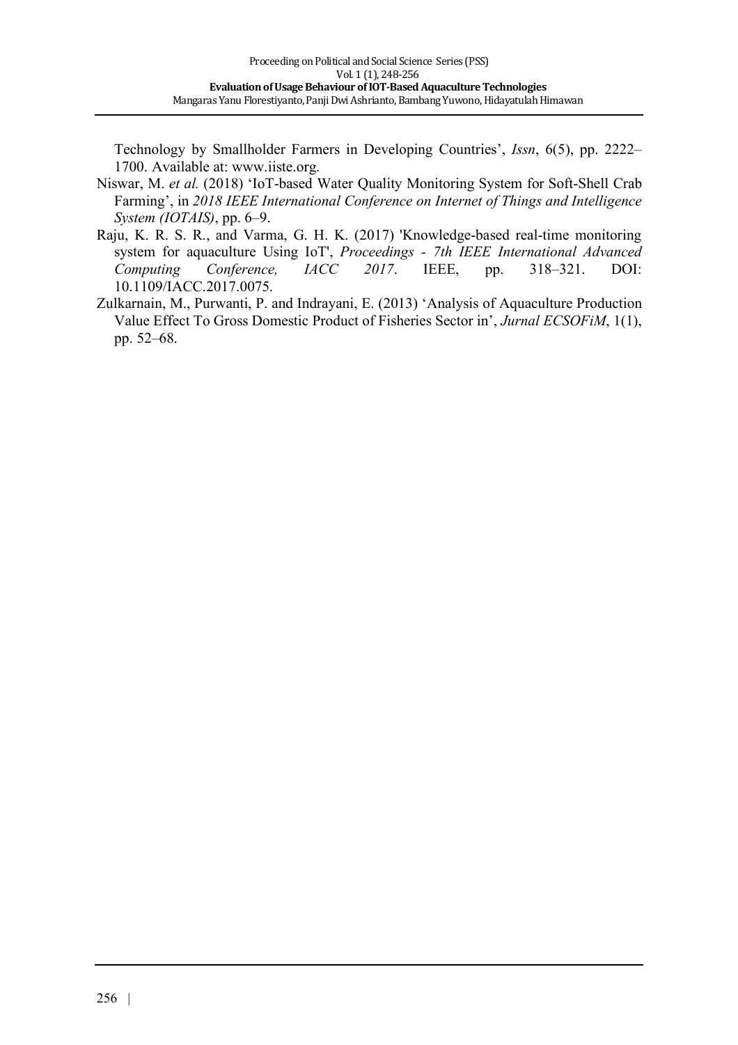Technology by Smallholder Farmers in Developing Countries', *Issn*, 6(5), pp. 2222–1700. Available at: www.iiste.org.

Niswar, M. *et al.* (2018) 'IoT-based Water Quality Monitoring System for Soft-Shell Crab Farming', in *2018 IEEE International Conference on Internet of Things and Intelligence System (IOTAIS)*, pp. 6–9.

Raju, K. R. S. R., and Varma, G. H. K. (2017) 'Knowledge-based real-time monitoring system for aquaculture Using IoT', *Proceedings - 7th IEEE International Advanced Computing Conference, IACC 2017*. IEEE, pp. 318–321. DOI: 10.1109/IACC.2017.0075.

Zulkarnain, M., Purwanti, P. and Indrayani, E. (2013) 'Analysis of Aquaculture Production Value Effect To Gross Domestic Product of Fisheries Sector in', *Jurnal ECSOFiM*, 1(1), pp. 52–68.